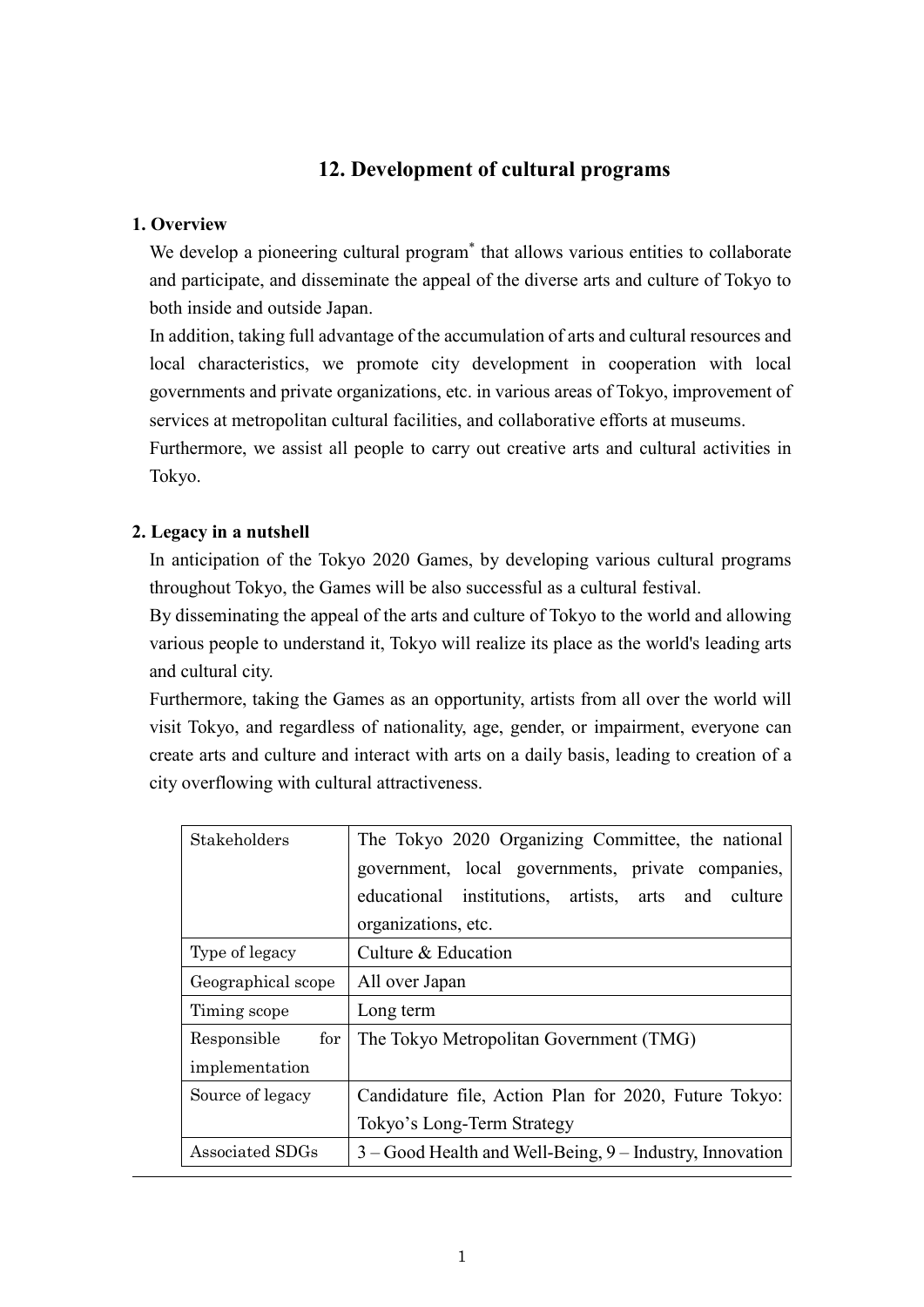## 12. Development of cultural programs

### 1. Overview

We develop a pioneering cultural program* that allows various entities to collaborate and participate, and disseminate the appeal of the diverse arts and culture of Tokyo to both inside and outside Japan.

In addition, taking full advantage of the accumulation of arts and cultural resources and local characteristics, we promote city development in cooperation with local governments and private organizations, etc. in various areas of Tokyo, improvement of services at metropolitan cultural facilities, and collaborative efforts at museums.

Furthermore, we assist all people to carry out creative arts and cultural activities in Tokyo.

### 2. Legacy in a nutshell

In anticipation of the Tokyo 2020 Games, by developing various cultural programs throughout Tokyo, the Games will be also successful as a cultural festival.

By disseminating the appeal of the arts and culture of Tokyo to the world and allowing various people to understand it, Tokyo will realize its place as the world's leading arts and cultural city.

Furthermore, taking the Games as an opportunity, artists from all over the world will visit Tokyo, and regardless of nationality, age, gender, or impairment, everyone can create arts and culture and interact with arts on a daily basis, leading to creation of a city overflowing with cultural attractiveness.

| | |
|---|---|
| Stakeholders | The Tokyo 2020 Organizing Committee, the national government, local governments, private companies, educational institutions, artists, arts and culture organizations, etc. |
| Type of legacy | Culture & Education |
| Geographical scope | All over Japan |
| Timing scope | Long term |
| Responsible for implementation | The Tokyo Metropolitan Government (TMG) |
| Source of legacy | Candidature file, Action Plan for 2020, Future Tokyo: Tokyo's Long-Term Strategy |
| Associated SDGs | 3 – Good Health and Well-Being, 9 – Industry, Innovation |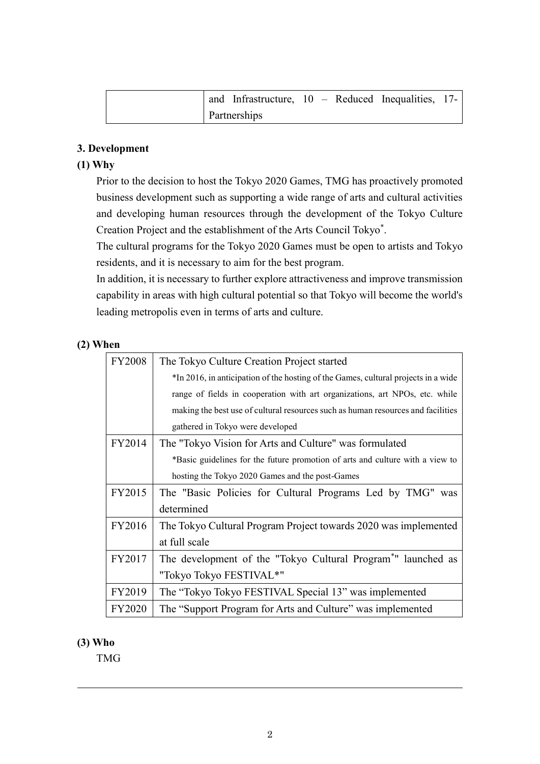|  | and Infrastructure, 10 – Reduced Inequalities, 17-Partnerships |
|---|---|

### 3. Development

#### (1) Why

Prior to the decision to host the Tokyo 2020 Games, TMG has proactively promoted business development such as supporting a wide range of arts and cultural activities and developing human resources through the development of the Tokyo Culture Creation Project and the establishment of the Arts Council Tokyo*.

The cultural programs for the Tokyo 2020 Games must be open to artists and Tokyo residents, and it is necessary to aim for the best program.

In addition, it is necessary to further explore attractiveness and improve transmission capability in areas with high cultural potential so that Tokyo will become the world's leading metropolis even in terms of arts and culture.

#### (2) When

| FY2008 | The Tokyo Culture Creation Project started<br>*In 2016, in anticipation of the hosting of the Games, cultural projects in a wide range of fields in cooperation with art organizations, art NPOs, etc. while making the best use of cultural resources such as human resources and facilities gathered in Tokyo were developed |
|---|---|
| FY2014 | The "Tokyo Vision for Arts and Culture" was formulated<br>*Basic guidelines for the future promotion of arts and culture with a view to hosting the Tokyo 2020 Games and the post-Games |
| FY2015 | The "Basic Policies for Cultural Programs Led by TMG" was determined |
| FY2016 | The Tokyo Cultural Program Project towards 2020 was implemented at full scale |
| FY2017 | The development of the "Tokyo Cultural Program*" launched as "Tokyo Tokyo FESTIVAL*" |
| FY2019 | The "Tokyo Tokyo FESTIVAL Special 13" was implemented |
| FY2020 | The "Support Program for Arts and Culture" was implemented |

#### (3) Who

TMG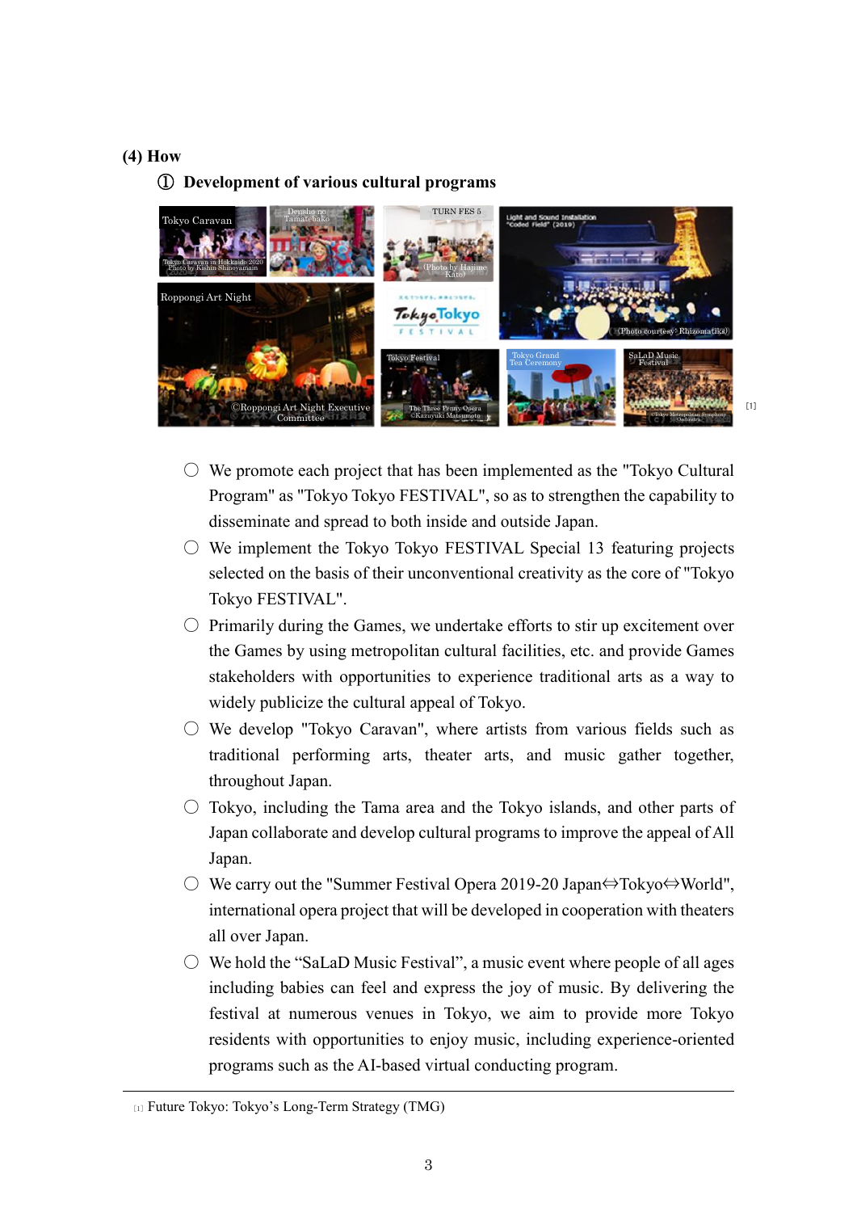### (4) How

#### ① Development of various cultural programs

[1]

- ◯ We promote each project that has been implemented as the "Tokyo Cultural Program" as "Tokyo Tokyo FESTIVAL", so as to strengthen the capability to disseminate and spread to both inside and outside Japan.
- ◯ We implement the Tokyo Tokyo FESTIVAL Special 13 featuring projects selected on the basis of their unconventional creativity as the core of "Tokyo Tokyo FESTIVAL".
- ◯ Primarily during the Games, we undertake efforts to stir up excitement over the Games by using metropolitan cultural facilities, etc. and provide Games stakeholders with opportunities to experience traditional arts as a way to widely publicize the cultural appeal of Tokyo.
- ◯ We develop "Tokyo Caravan", where artists from various fields such as traditional performing arts, theater arts, and music gather together, throughout Japan.
- ◯ Tokyo, including the Tama area and the Tokyo islands, and other parts of Japan collaborate and develop cultural programs to improve the appeal of All Japan.
- ◯ We carry out the "Summer Festival Opera 2019-20 Japan⇔Tokyo⇔World", international opera project that will be developed in cooperation with theaters all over Japan.
- ◯ We hold the "SaLaD Music Festival", a music event where people of all ages including babies can feel and express the joy of music. By delivering the festival at numerous venues in Tokyo, we aim to provide more Tokyo residents with opportunities to enjoy music, including experience-oriented programs such as the AI-based virtual conducting program.

---

[1] Future Tokyo: Tokyo's Long-Term Strategy (TMG)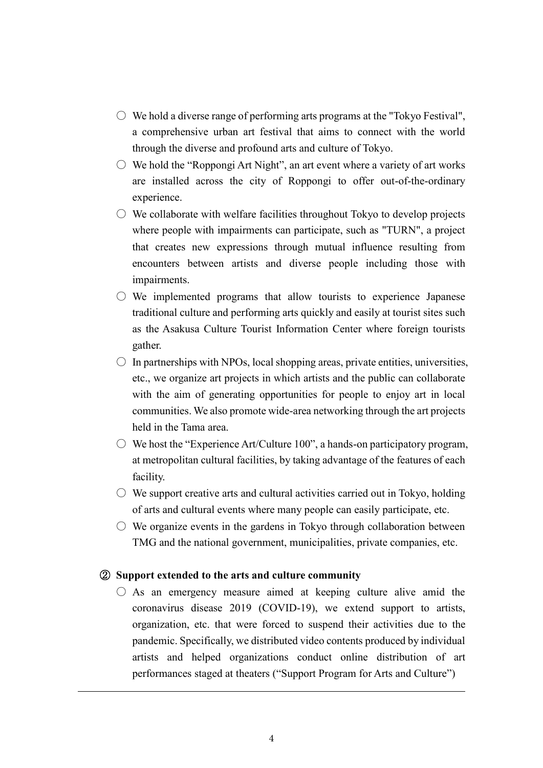- ○ We hold a diverse range of performing arts programs at the "Tokyo Festival", a comprehensive urban art festival that aims to connect with the world through the diverse and profound arts and culture of Tokyo.
- ○ We hold the "Roppongi Art Night", an art event where a variety of art works are installed across the city of Roppongi to offer out-of-the-ordinary experience.
- ○ We collaborate with welfare facilities throughout Tokyo to develop projects where people with impairments can participate, such as "TURN", a project that creates new expressions through mutual influence resulting from encounters between artists and diverse people including those with impairments.
- ○ We implemented programs that allow tourists to experience Japanese traditional culture and performing arts quickly and easily at tourist sites such as the Asakusa Culture Tourist Information Center where foreign tourists gather.
- ○ In partnerships with NPOs, local shopping areas, private entities, universities, etc., we organize art projects in which artists and the public can collaborate with the aim of generating opportunities for people to enjoy art in local communities. We also promote wide-area networking through the art projects held in the Tama area.
- ○ We host the "Experience Art/Culture 100", a hands-on participatory program, at metropolitan cultural facilities, by taking advantage of the features of each facility.
- ○ We support creative arts and cultural activities carried out in Tokyo, holding of arts and cultural events where many people can easily participate, etc.
- ○ We organize events in the gardens in Tokyo through collaboration between TMG and the national government, municipalities, private companies, etc.

### ② Support extended to the arts and culture community

- ○ As an emergency measure aimed at keeping culture alive amid the coronavirus disease 2019 (COVID-19), we extend support to artists, organization, etc. that were forced to suspend their activities due to the pandemic. Specifically, we distributed video contents produced by individual artists and helped organizations conduct online distribution of art performances staged at theaters ("Support Program for Arts and Culture")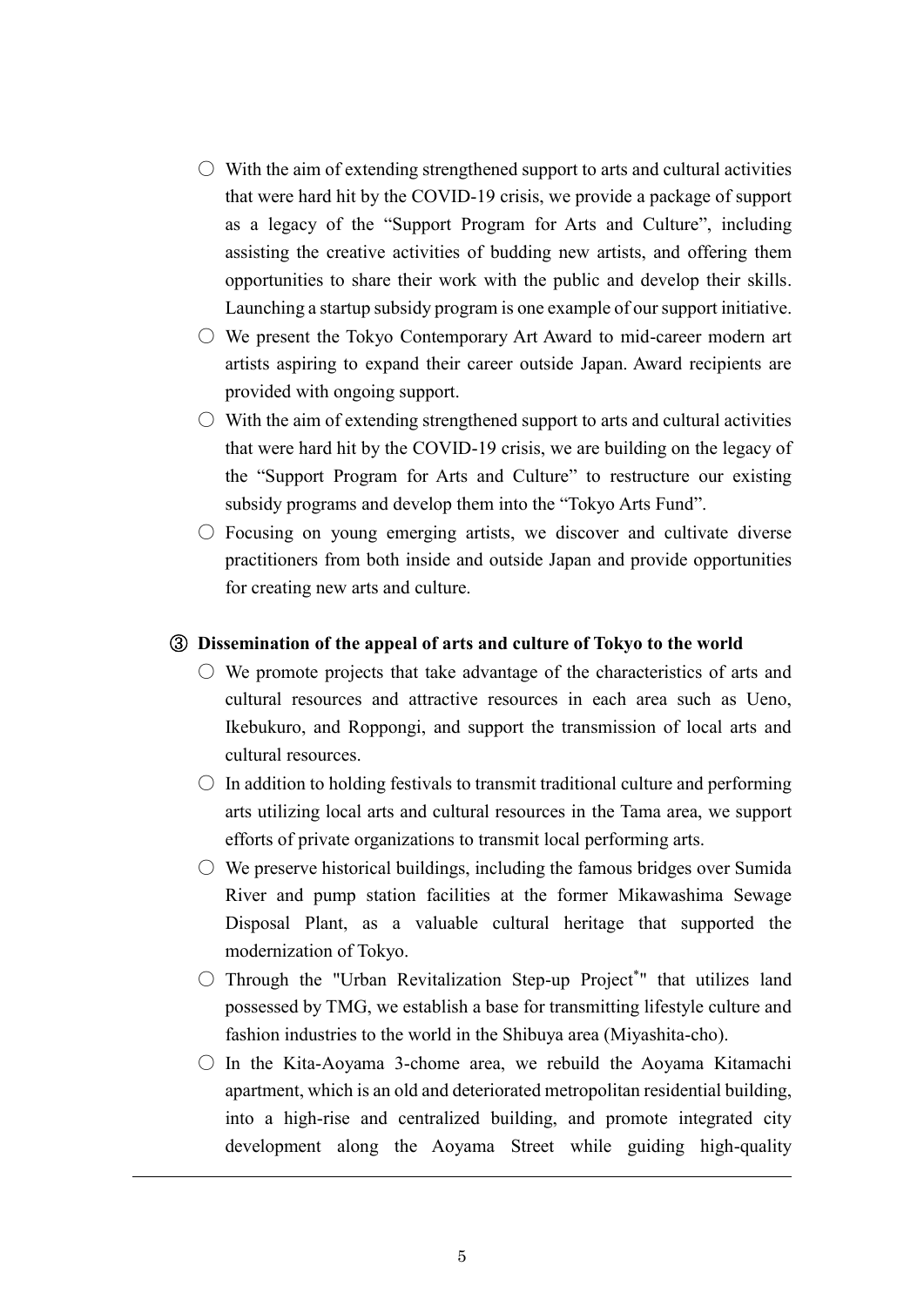- ○ With the aim of extending strengthened support to arts and cultural activities that were hard hit by the COVID-19 crisis, we provide a package of support as a legacy of the “Support Program for Arts and Culture”, including assisting the creative activities of budding new artists, and offering them opportunities to share their work with the public and develop their skills. Launching a startup subsidy program is one example of our support initiative.
- ○ We present the Tokyo Contemporary Art Award to mid-career modern art artists aspiring to expand their career outside Japan. Award recipients are provided with ongoing support.
- ○ With the aim of extending strengthened support to arts and cultural activities that were hard hit by the COVID-19 crisis, we are building on the legacy of the “Support Program for Arts and Culture” to restructure our existing subsidy programs and develop them into the “Tokyo Arts Fund”.
- ○ Focusing on young emerging artists, we discover and cultivate diverse practitioners from both inside and outside Japan and provide opportunities for creating new arts and culture.

### ③ Dissemination of the appeal of arts and culture of Tokyo to the world

- ○ We promote projects that take advantage of the characteristics of arts and cultural resources and attractive resources in each area such as Ueno, Ikebukuro, and Roppongi, and support the transmission of local arts and cultural resources.
- ○ In addition to holding festivals to transmit traditional culture and performing arts utilizing local arts and cultural resources in the Tama area, we support efforts of private organizations to transmit local performing arts.
- ○ We preserve historical buildings, including the famous bridges over Sumida River and pump station facilities at the former Mikawashima Sewage Disposal Plant, as a valuable cultural heritage that supported the modernization of Tokyo.
- ○ Through the "Urban Revitalization Step-up Project*" that utilizes land possessed by TMG, we establish a base for transmitting lifestyle culture and fashion industries to the world in the Shibuya area (Miyashita-cho).
- ○ In the Kita-Aoyama 3-chome area, we rebuild the Aoyama Kitamachi apartment, which is an old and deteriorated metropolitan residential building, into a high-rise and centralized building, and promote integrated city development along the Aoyama Street while guiding high-quality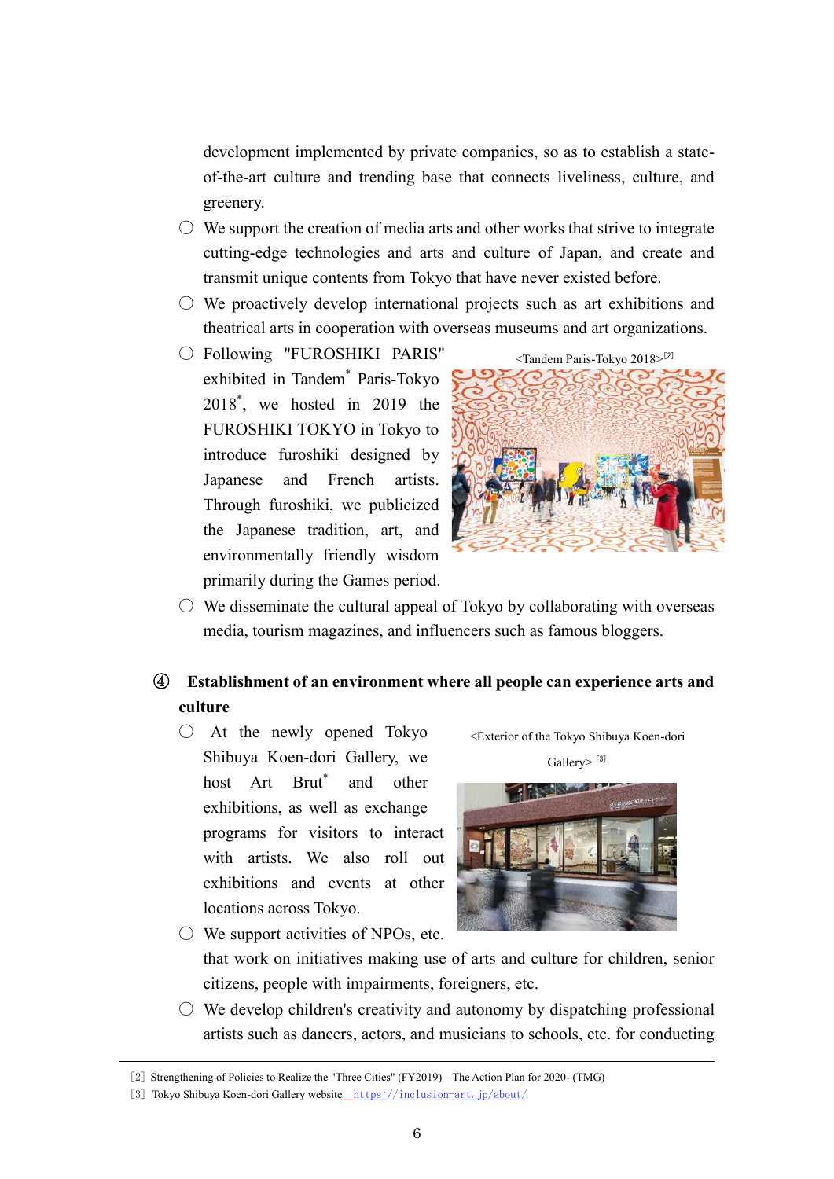development implemented by private companies, so as to establish a state-of-the-art culture and trending base that connects liveliness, culture, and greenery.

- ○ We support the creation of media arts and other works that strive to integrate cutting-edge technologies and arts and culture of Japan, and create and transmit unique contents from Tokyo that have never existed before.
- ○ We proactively develop international projects such as art exhibitions and theatrical arts in cooperation with overseas museums and art organizations.
- ○ Following "FUROSHIKI PARIS" exhibited in Tandem* Paris-Tokyo 2018*, we hosted in 2019 the FUROSHIKI TOKYO in Tokyo to introduce furoshiki designed by Japanese and French artists. Through furoshiki, we publicized the Japanese tradition, art, and environmentally friendly wisdom primarily during the Games period.

<Tandem Paris-Tokyo 2018>[2]

- ○ We disseminate the cultural appeal of Tokyo by collaborating with overseas media, tourism magazines, and influencers such as famous bloggers.

### ④ Establishment of an environment where all people can experience arts and culture

- ○ At the newly opened Tokyo Shibuya Koen-dori Gallery, we host Art Brut* and other exhibitions, as well as exchange programs for visitors to interact with artists. We also roll out exhibitions and events at other locations across Tokyo.

<Exterior of the Tokyo Shibuya Koen-dori Gallery> [3]

- ○ We support activities of NPOs, etc. that work on initiatives making use of arts and culture for children, senior citizens, people with impairments, foreigners, etc.
- ○ We develop children's creativity and autonomy by dispatching professional artists such as dancers, actors, and musicians to schools, etc. for conducting

---

[2] Strengthening of Policies to Realize the "Three Cities" (FY2019) –The Action Plan for 2020- (TMG)
[3] Tokyo Shibuya Koen-dori Gallery website https://inclusion-art.jp/about/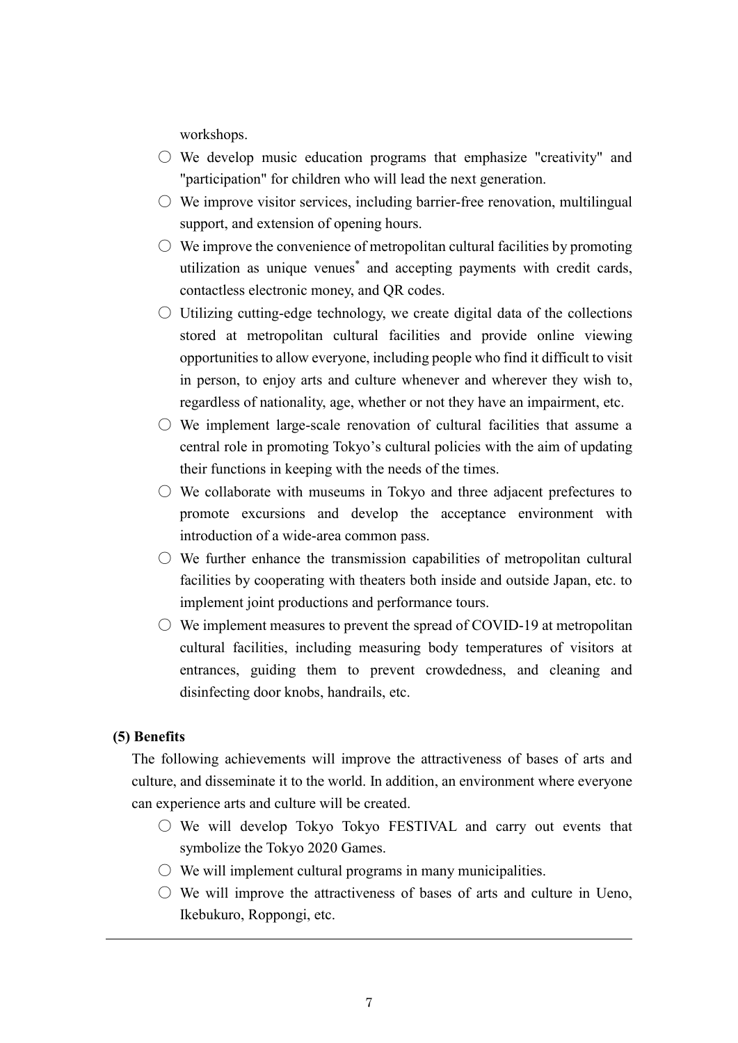workshops.

- ○ We develop music education programs that emphasize "creativity" and "participation" for children who will lead the next generation.
- ○ We improve visitor services, including barrier-free renovation, multilingual support, and extension of opening hours.
- ○ We improve the convenience of metropolitan cultural facilities by promoting utilization as unique venues* and accepting payments with credit cards, contactless electronic money, and QR codes.
- ○ Utilizing cutting-edge technology, we create digital data of the collections stored at metropolitan cultural facilities and provide online viewing opportunities to allow everyone, including people who find it difficult to visit in person, to enjoy arts and culture whenever and wherever they wish to, regardless of nationality, age, whether or not they have an impairment, etc.
- ○ We implement large-scale renovation of cultural facilities that assume a central role in promoting Tokyo's cultural policies with the aim of updating their functions in keeping with the needs of the times.
- ○ We collaborate with museums in Tokyo and three adjacent prefectures to promote excursions and develop the acceptance environment with introduction of a wide-area common pass.
- ○ We further enhance the transmission capabilities of metropolitan cultural facilities by cooperating with theaters both inside and outside Japan, etc. to implement joint productions and performance tours.
- ○ We implement measures to prevent the spread of COVID-19 at metropolitan cultural facilities, including measuring body temperatures of visitors at entrances, guiding them to prevent crowdedness, and cleaning and disinfecting door knobs, handrails, etc.

**(5) Benefits**

The following achievements will improve the attractiveness of bases of arts and culture, and disseminate it to the world. In addition, an environment where everyone can experience arts and culture will be created.

- ○ We will develop Tokyo Tokyo FESTIVAL and carry out events that symbolize the Tokyo 2020 Games.
- ○ We will implement cultural programs in many municipalities.
- ○ We will improve the attractiveness of bases of arts and culture in Ueno, Ikebukuro, Roppongi, etc.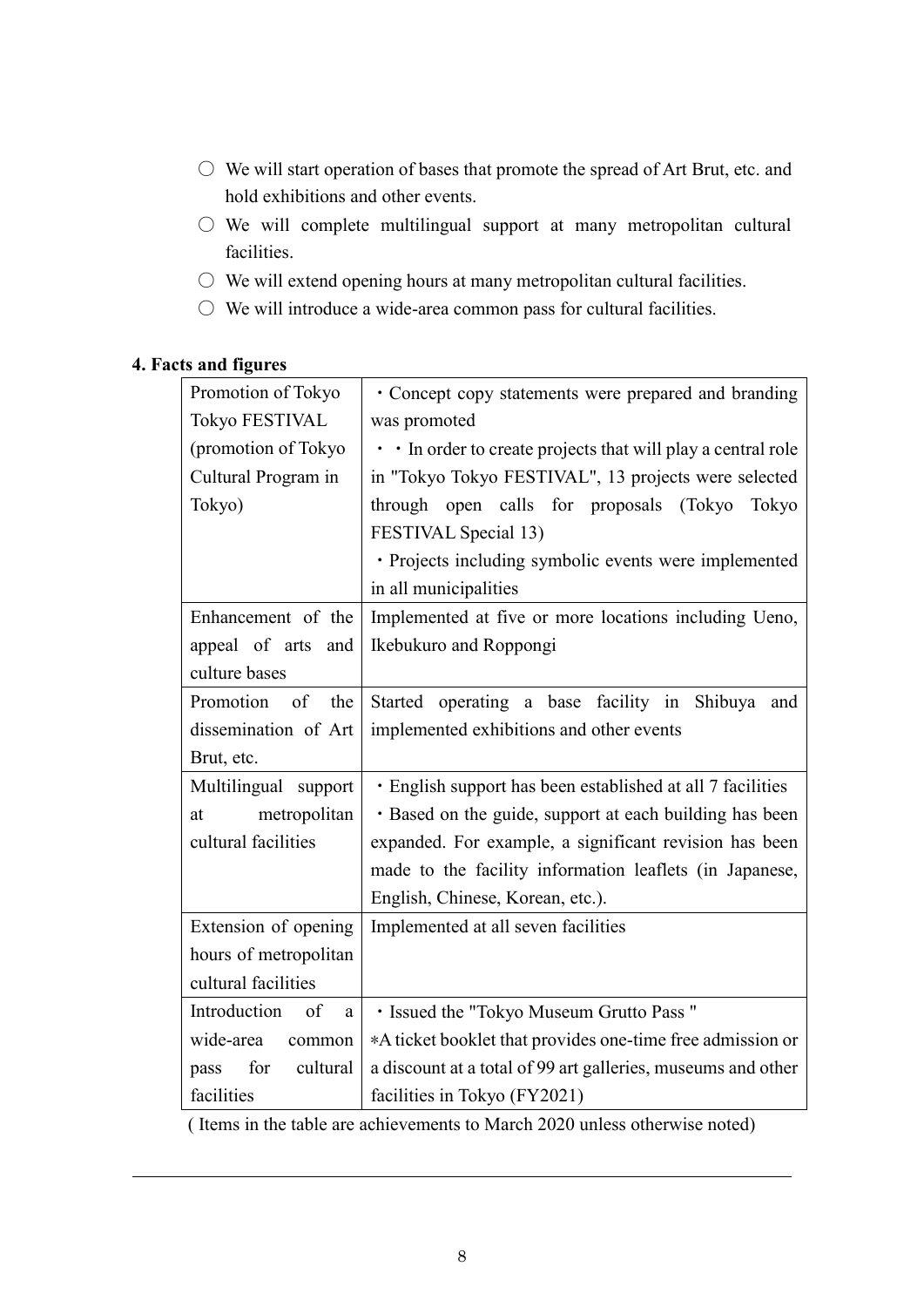- ○ We will start operation of bases that promote the spread of Art Brut, etc. and hold exhibitions and other events.
- ○ We will complete multilingual support at many metropolitan cultural facilities.
- ○ We will extend opening hours at many metropolitan cultural facilities.
- ○ We will introduce a wide-area common pass for cultural facilities.

**4. Facts and figures**

| | |
|---|---|
| Promotion of Tokyo Tokyo FESTIVAL (promotion of Tokyo Cultural Program in Tokyo) | ・Concept copy statements were prepared and branding was promoted<br>・・In order to create projects that will play a central role in "Tokyo Tokyo FESTIVAL", 13 projects were selected through open calls for proposals (Tokyo Tokyo FESTIVAL Special 13)<br>・Projects including symbolic events were implemented in all municipalities |
| Enhancement of the appeal of arts and culture bases | Implemented at five or more locations including Ueno, Ikebukuro and Roppongi |
| Promotion of the dissemination of Art Brut, etc. | Started operating a base facility in Shibuya and implemented exhibitions and other events |
| Multilingual support at metropolitan cultural facilities | ・English support has been established at all 7 facilities<br>・Based on the guide, support at each building has been expanded. For example, a significant revision has been made to the facility information leaflets (in Japanese, English, Chinese, Korean, etc.). |
| Extension of opening hours of metropolitan cultural facilities | Implemented at all seven facilities |
| Introduction of a wide-area common pass for cultural facilities | ・Issued the "Tokyo Museum Grutto Pass "<br>*A ticket booklet that provides one-time free admission or a discount at a total of 99 art galleries, museums and other facilities in Tokyo (FY2021) |

( Items in the table are achievements to March 2020 unless otherwise noted)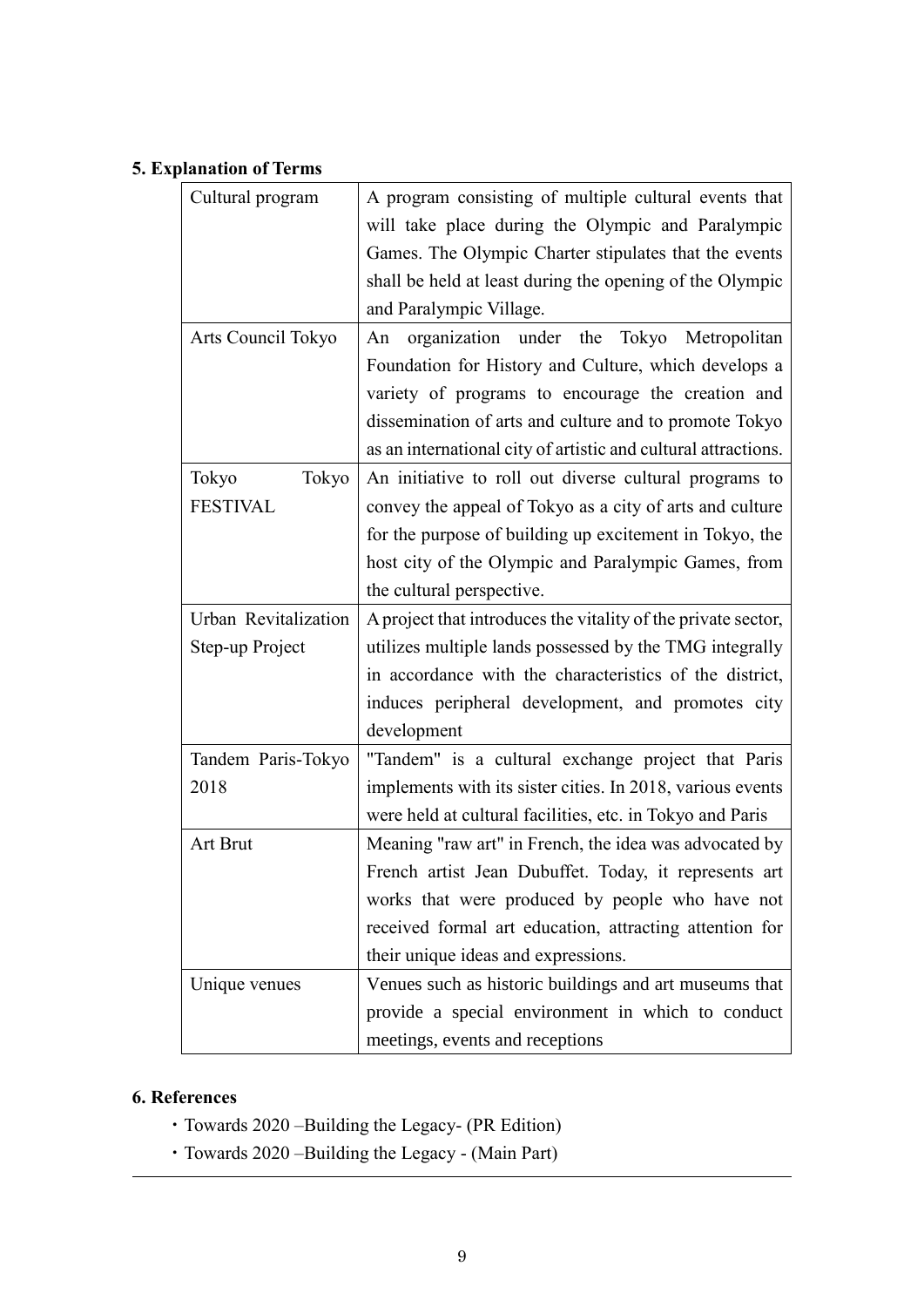## 5. Explanation of Terms

| | |
|---|---|
| Cultural program | A program consisting of multiple cultural events that will take place during the Olympic and Paralympic Games. The Olympic Charter stipulates that the events shall be held at least during the opening of the Olympic and Paralympic Village. |
| Arts Council Tokyo | An organization under the Tokyo Metropolitan Foundation for History and Culture, which develops a variety of programs to encourage the creation and dissemination of arts and culture and to promote Tokyo as an international city of artistic and cultural attractions. |
| Tokyo Tokyo FESTIVAL | An initiative to roll out diverse cultural programs to convey the appeal of Tokyo as a city of arts and culture for the purpose of building up excitement in Tokyo, the host city of the Olympic and Paralympic Games, from the cultural perspective. |
| Urban Revitalization Step-up Project | A project that introduces the vitality of the private sector, utilizes multiple lands possessed by the TMG integrally in accordance with the characteristics of the district, induces peripheral development, and promotes city development |
| Tandem Paris-Tokyo 2018 | "Tandem" is a cultural exchange project that Paris implements with its sister cities. In 2018, various events were held at cultural facilities, etc. in Tokyo and Paris |
| Art Brut | Meaning "raw art" in French, the idea was advocated by French artist Jean Dubuffet. Today, it represents art works that were produced by people who have not received formal art education, attracting attention for their unique ideas and expressions. |
| Unique venues | Venues such as historic buildings and art museums that provide a special environment in which to conduct meetings, events and receptions |

## 6. References

- Towards 2020 –Building the Legacy- (PR Edition)
- Towards 2020 –Building the Legacy - (Main Part)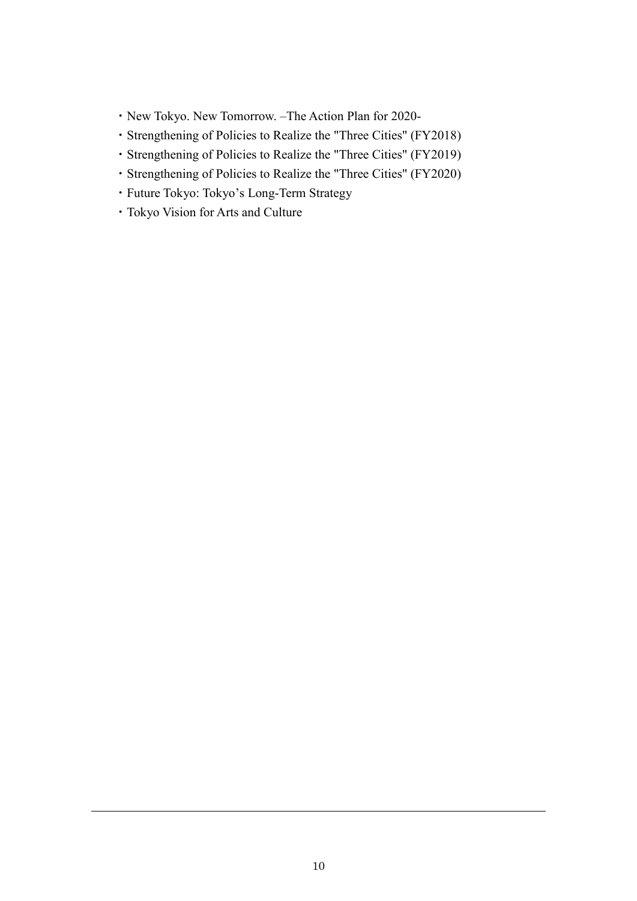- New Tokyo. New Tomorrow. –The Action Plan for 2020-
- Strengthening of Policies to Realize the "Three Cities" (FY2018)
- Strengthening of Policies to Realize the "Three Cities" (FY2019)
- Strengthening of Policies to Realize the "Three Cities" (FY2020)
- Future Tokyo: Tokyo's Long-Term Strategy
- Tokyo Vision for Arts and Culture